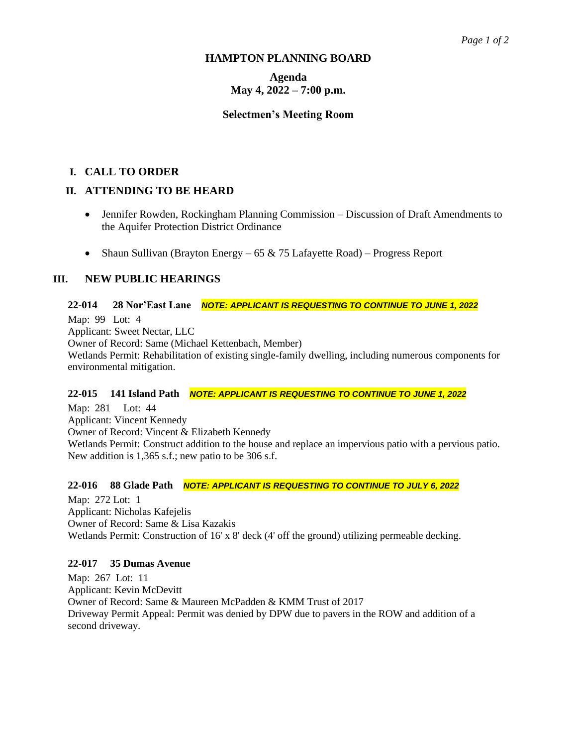# HAMPTON PLANNING BOARD

## Agenda
## May 4, 2022 – 7:00 p.m.

### Selectmen's Meeting Room

## I. CALL TO ORDER

## II. ATTENDING TO BE HEARD

- Jennifer Rowden, Rockingham Planning Commission – Discussion of Draft Amendments to the Aquifer Protection District Ordinance
- Shaun Sullivan (Brayton Energy – 65 & 75 Lafayette Road) – Progress Report

## III. NEW PUBLIC HEARINGS

**22-014 28 Nor'East Lane** ***NOTE: APPLICANT IS REQUESTING TO CONTINUE TO JUNE 1, 2022***

Map: 99 Lot: 4
Applicant: Sweet Nectar, LLC
Owner of Record: Same (Michael Kettenbach, Member)
Wetlands Permit: Rehabilitation of existing single-family dwelling, including numerous components for environmental mitigation.

**22-015 141 Island Path** ***NOTE: APPLICANT IS REQUESTING TO CONTINUE TO JUNE 1, 2022***

Map: 281 Lot: 44
Applicant: Vincent Kennedy
Owner of Record: Vincent & Elizabeth Kennedy
Wetlands Permit: Construct addition to the house and replace an impervious patio with a pervious patio. New addition is 1,365 s.f.; new patio to be 306 s.f.

**22-016 88 Glade Path** ***NOTE: APPLICANT IS REQUESTING TO CONTINUE TO JULY 6, 2022***

Map: 272 Lot: 1
Applicant: Nicholas Kafejelis
Owner of Record: Same & Lisa Kazakis
Wetlands Permit: Construction of 16' x 8' deck (4' off the ground) utilizing permeable decking.

**22-017 35 Dumas Avenue**

Map: 267 Lot: 11
Applicant: Kevin McDevitt
Owner of Record: Same & Maureen McPadden & KMM Trust of 2017
Driveway Permit Appeal: Permit was denied by DPW due to pavers in the ROW and addition of a second driveway.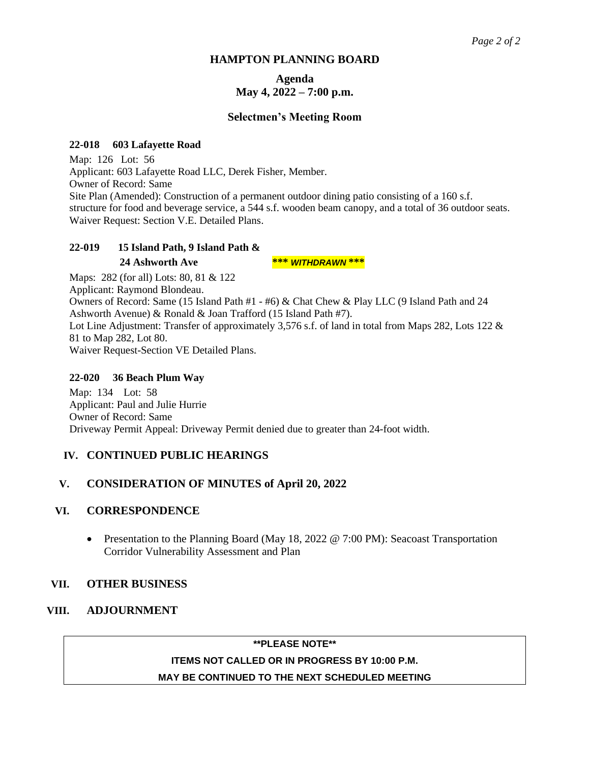# HAMPTON PLANNING BOARD

## Agenda
## May 4, 2022 – 7:00 p.m.

### Selectmen's Meeting Room

**22-018 603 Lafayette Road**

Map: 126 Lot: 56
Applicant: 603 Lafayette Road LLC, Derek Fisher, Member.
Owner of Record: Same
Site Plan (Amended): Construction of a permanent outdoor dining patio consisting of a 160 s.f. structure for food and beverage service, a 544 s.f. wooden beam canopy, and a total of 36 outdoor seats.
Waiver Request: Section V.E. Detailed Plans.

**22-019 15 Island Path, 9 Island Path & 24 Ashworth Ave** ***** *WITHDRAWN* *****

Maps: 282 (for all) Lots: 80, 81 & 122
Applicant: Raymond Blondeau.
Owners of Record: Same (15 Island Path #1 - #6) & Chat Chew & Play LLC (9 Island Path and 24 Ashworth Avenue) & Ronald & Joan Trafford (15 Island Path #7).
Lot Line Adjustment: Transfer of approximately 3,576 s.f. of land in total from Maps 282, Lots 122 & 81 to Map 282, Lot 80.
Waiver Request-Section VE Detailed Plans.

**22-020 36 Beach Plum Way**

Map: 134 Lot: 58
Applicant: Paul and Julie Hurrie
Owner of Record: Same
Driveway Permit Appeal: Driveway Permit denied due to greater than 24-foot width.

## IV. CONTINUED PUBLIC HEARINGS

## V. CONSIDERATION OF MINUTES of April 20, 2022

## VI. CORRESPONDENCE

- Presentation to the Planning Board (May 18, 2022 @ 7:00 PM): Seacoast Transportation Corridor Vulnerability Assessment and Plan

## VII. OTHER BUSINESS

## VIII. ADJOURNMENT

**\*\*PLEASE NOTE\*\***

**ITEMS NOT CALLED OR IN PROGRESS BY 10:00 P.M.**

**MAY BE CONTINUED TO THE NEXT SCHEDULED MEETING**